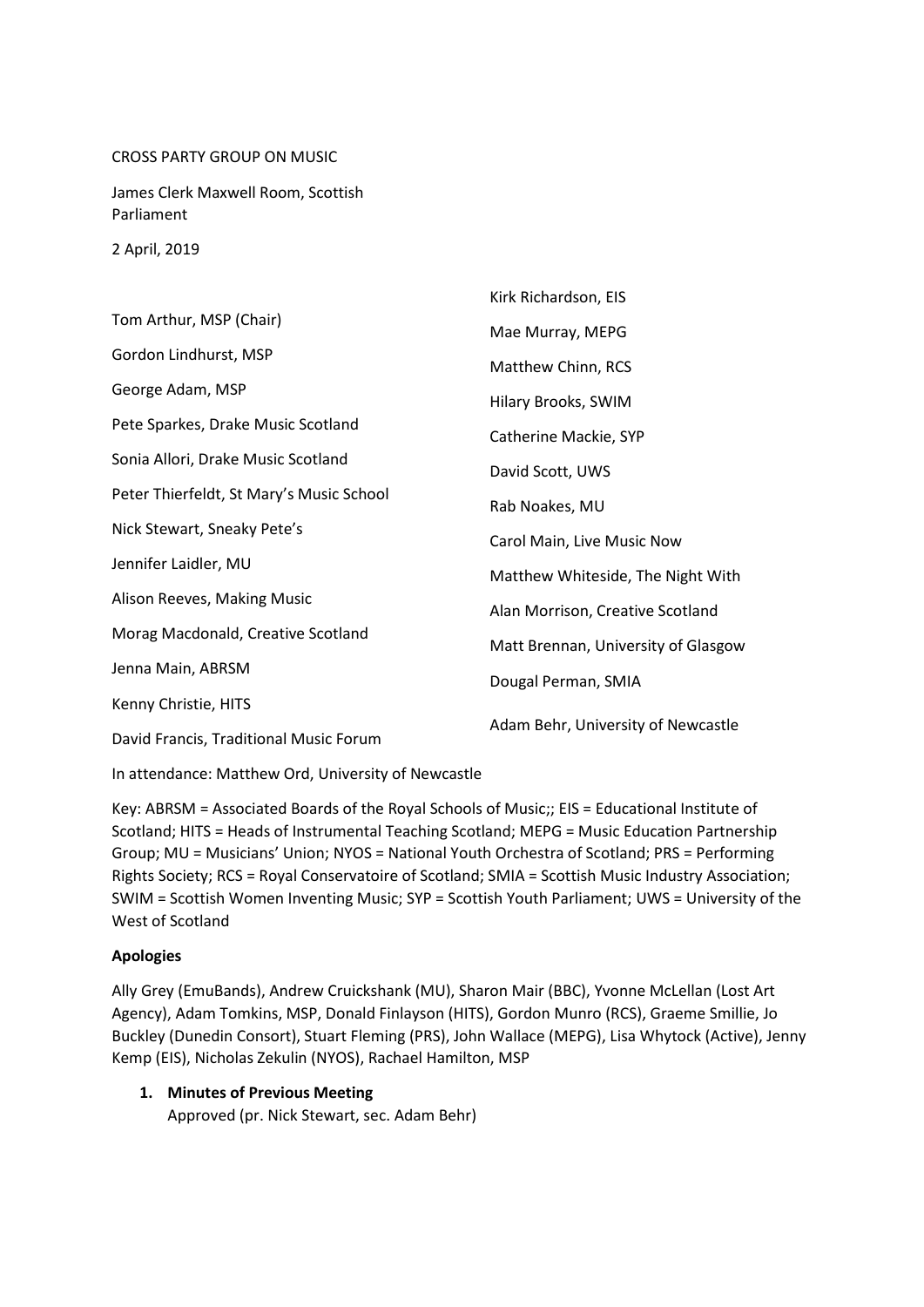CROSS PARTY GROUP ON MUSIC

James Clerk Maxwell Room, Scottish Parliament

2 April, 2019

Tom Arthur, MSP (Chair)

Gordon Lindhurst, MSP

George Adam, MSP

Pete Sparkes, Drake Music Scotland

Sonia Allori, Drake Music Scotland

Peter Thierfeldt, St Mary's Music School

Nick Stewart, Sneaky Pete's

Jennifer Laidler, MU

Alison Reeves, Making Music

Morag Macdonald, Creative Scotland

Jenna Main, ABRSM

Kenny Christie, HITS

David Francis, Traditional Music Forum

Kirk Richardson, EIS

Mae Murray, MEPG

Matthew Chinn, RCS

Hilary Brooks, SWIM

Catherine Mackie, SYP

David Scott, UWS

Rab Noakes, MU

Carol Main, Live Music Now

Matthew Whiteside, The Night With

Alan Morrison, Creative Scotland

Matt Brennan, University of Glasgow

Dougal Perman, SMIA

Adam Behr, University of Newcastle

In attendance: Matthew Ord, University of Newcastle

Key: ABRSM = Associated Boards of the Royal Schools of Music;; EIS = Educational Institute of Scotland; HITS = Heads of Instrumental Teaching Scotland; MEPG = Music Education Partnership Group; MU = Musicians' Union; NYOS = National Youth Orchestra of Scotland; PRS = Performing Rights Society; RCS = Royal Conservatoire of Scotland; SMIA = Scottish Music Industry Association; SWIM = Scottish Women Inventing Music; SYP = Scottish Youth Parliament; UWS = University of the West of Scotland

**Apologies**

Ally Grey (EmuBands), Andrew Cruickshank (MU), Sharon Mair (BBC), Yvonne McLellan (Lost Art Agency), Adam Tomkins, MSP, Donald Finlayson (HITS), Gordon Munro (RCS), Graeme Smillie, Jo Buckley (Dunedin Consort), Stuart Fleming (PRS), John Wallace (MEPG), Lisa Whytock (Active), Jenny Kemp (EIS), Nicholas Zekulin (NYOS), Rachael Hamilton, MSP

1. **Minutes of Previous Meeting**
   
   Approved (pr. Nick Stewart, sec. Adam Behr)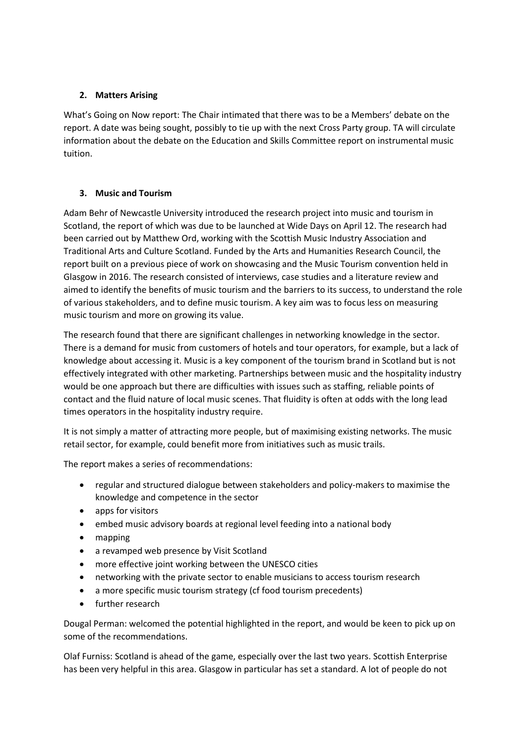## 2. Matters Arising

What's Going on Now report: The Chair intimated that there was to be a Members' debate on the report. A date was being sought, possibly to tie up with the next Cross Party group. TA will circulate information about the debate on the Education and Skills Committee report on instrumental music tuition.

## 3. Music and Tourism

Adam Behr of Newcastle University introduced the research project into music and tourism in Scotland, the report of which was due to be launched at Wide Days on April 12. The research had been carried out by Matthew Ord, working with the Scottish Music Industry Association and Traditional Arts and Culture Scotland. Funded by the Arts and Humanities Research Council, the report built on a previous piece of work on showcasing and the Music Tourism convention held in Glasgow in 2016. The research consisted of interviews, case studies and a literature review and aimed to identify the benefits of music tourism and the barriers to its success, to understand the role of various stakeholders, and to define music tourism. A key aim was to focus less on measuring music tourism and more on growing its value.

The research found that there are significant challenges in networking knowledge in the sector. There is a demand for music from customers of hotels and tour operators, for example, but a lack of knowledge about accessing it. Music is a key component of the tourism brand in Scotland but is not effectively integrated with other marketing. Partnerships between music and the hospitality industry would be one approach but there are difficulties with issues such as staffing, reliable points of contact and the fluid nature of local music scenes. That fluidity is often at odds with the long lead times operators in the hospitality industry require.

It is not simply a matter of attracting more people, but of maximising existing networks. The music retail sector, for example, could benefit more from initiatives such as music trails.

The report makes a series of recommendations:

- regular and structured dialogue between stakeholders and policy-makers to maximise the knowledge and competence in the sector
- apps for visitors
- embed music advisory boards at regional level feeding into a national body
- mapping
- a revamped web presence by Visit Scotland
- more effective joint working between the UNESCO cities
- networking with the private sector to enable musicians to access tourism research
- a more specific music tourism strategy (cf food tourism precedents)
- further research

Dougal Perman: welcomed the potential highlighted in the report, and would be keen to pick up on some of the recommendations.

Olaf Furniss: Scotland is ahead of the game, especially over the last two years. Scottish Enterprise has been very helpful in this area. Glasgow in particular has set a standard. A lot of people do not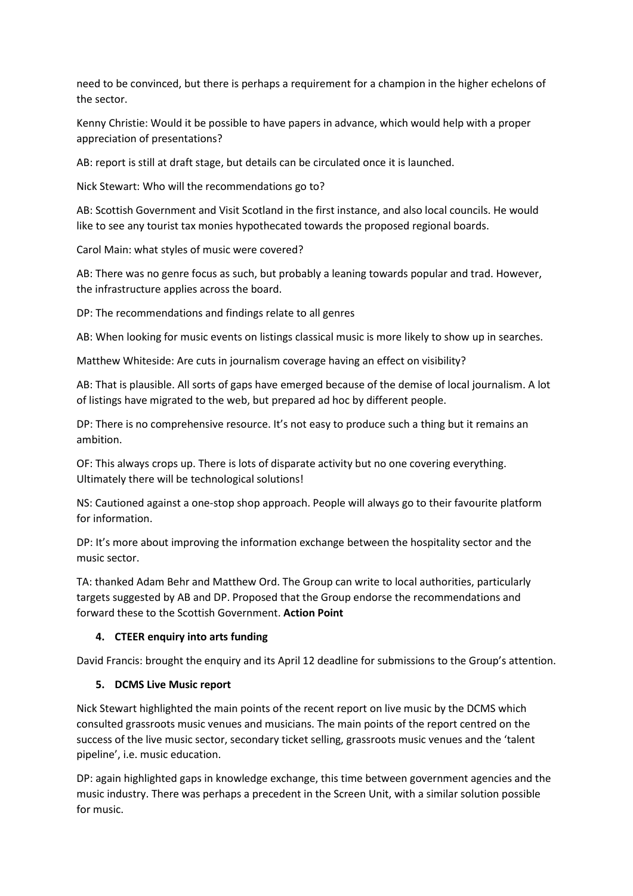need to be convinced, but there is perhaps a requirement for a champion in the higher echelons of the sector.

Kenny Christie: Would it be possible to have papers in advance, which would help with a proper appreciation of presentations?

AB: report is still at draft stage, but details can be circulated once it is launched.

Nick Stewart: Who will the recommendations go to?

AB: Scottish Government and Visit Scotland in the first instance, and also local councils. He would like to see any tourist tax monies hypothecated towards the proposed regional boards.

Carol Main: what styles of music were covered?

AB: There was no genre focus as such, but probably a leaning towards popular and trad. However, the infrastructure applies across the board.

DP: The recommendations and findings relate to all genres

AB: When looking for music events on listings classical music is more likely to show up in searches.

Matthew Whiteside: Are cuts in journalism coverage having an effect on visibility?

AB: That is plausible. All sorts of gaps have emerged because of the demise of local journalism. A lot of listings have migrated to the web, but prepared ad hoc by different people.

DP: There is no comprehensive resource. It's not easy to produce such a thing but it remains an ambition.

OF: This always crops up. There is lots of disparate activity but no one covering everything. Ultimately there will be technological solutions!

NS: Cautioned against a one-stop shop approach. People will always go to their favourite platform for information.

DP: It's more about improving the information exchange between the hospitality sector and the music sector.

TA: thanked Adam Behr and Matthew Ord. The Group can write to local authorities, particularly targets suggested by AB and DP. Proposed that the Group endorse the recommendations and forward these to the Scottish Government. **Action Point**

**4. CTEER enquiry into arts funding**

David Francis: brought the enquiry and its April 12 deadline for submissions to the Group's attention.

**5. DCMS Live Music report**

Nick Stewart highlighted the main points of the recent report on live music by the DCMS which consulted grassroots music venues and musicians. The main points of the report centred on the success of the live music sector, secondary ticket selling, grassroots music venues and the 'talent pipeline', i.e. music education.

DP: again highlighted gaps in knowledge exchange, this time between government agencies and the music industry. There was perhaps a precedent in the Screen Unit, with a similar solution possible for music.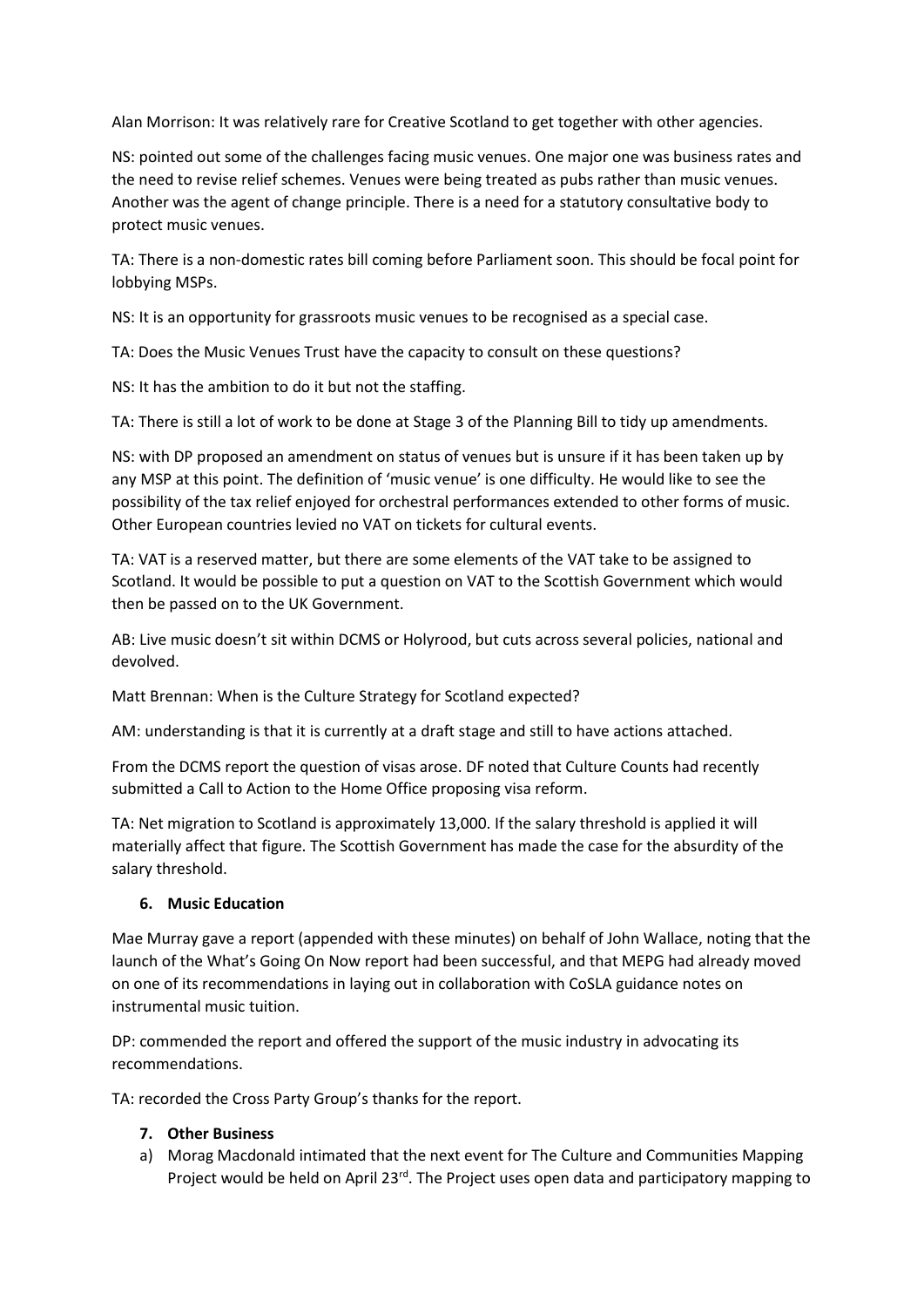Alan Morrison: It was relatively rare for Creative Scotland to get together with other agencies.

NS: pointed out some of the challenges facing music venues. One major one was business rates and the need to revise relief schemes. Venues were being treated as pubs rather than music venues. Another was the agent of change principle. There is a need for a statutory consultative body to protect music venues.

TA: There is a non-domestic rates bill coming before Parliament soon. This should be focal point for lobbying MSPs.

NS: It is an opportunity for grassroots music venues to be recognised as a special case.

TA: Does the Music Venues Trust have the capacity to consult on these questions?

NS: It has the ambition to do it but not the staffing.

TA: There is still a lot of work to be done at Stage 3 of the Planning Bill to tidy up amendments.

NS: with DP proposed an amendment on status of venues but is unsure if it has been taken up by any MSP at this point. The definition of 'music venue' is one difficulty. He would like to see the possibility of the tax relief enjoyed for orchestral performances extended to other forms of music. Other European countries levied no VAT on tickets for cultural events.

TA: VAT is a reserved matter, but there are some elements of the VAT take to be assigned to Scotland. It would be possible to put a question on VAT to the Scottish Government which would then be passed on to the UK Government.

AB: Live music doesn't sit within DCMS or Holyrood, but cuts across several policies, national and devolved.

Matt Brennan: When is the Culture Strategy for Scotland expected?

AM: understanding is that it is currently at a draft stage and still to have actions attached.

From the DCMS report the question of visas arose. DF noted that Culture Counts had recently submitted a Call to Action to the Home Office proposing visa reform.

TA: Net migration to Scotland is approximately 13,000. If the salary threshold is applied it will materially affect that figure. The Scottish Government has made the case for the absurdity of the salary threshold.

6. **Music Education**

Mae Murray gave a report (appended with these minutes) on behalf of John Wallace, noting that the launch of the What's Going On Now report had been successful, and that MEPG had already moved on one of its recommendations in laying out in collaboration with CoSLA guidance notes on instrumental music tuition.

DP: commended the report and offered the support of the music industry in advocating its recommendations.

TA: recorded the Cross Party Group's thanks for the report.

7. **Other Business**

a) Morag Macdonald intimated that the next event for The Culture and Communities Mapping Project would be held on April 23rd. The Project uses open data and participatory mapping to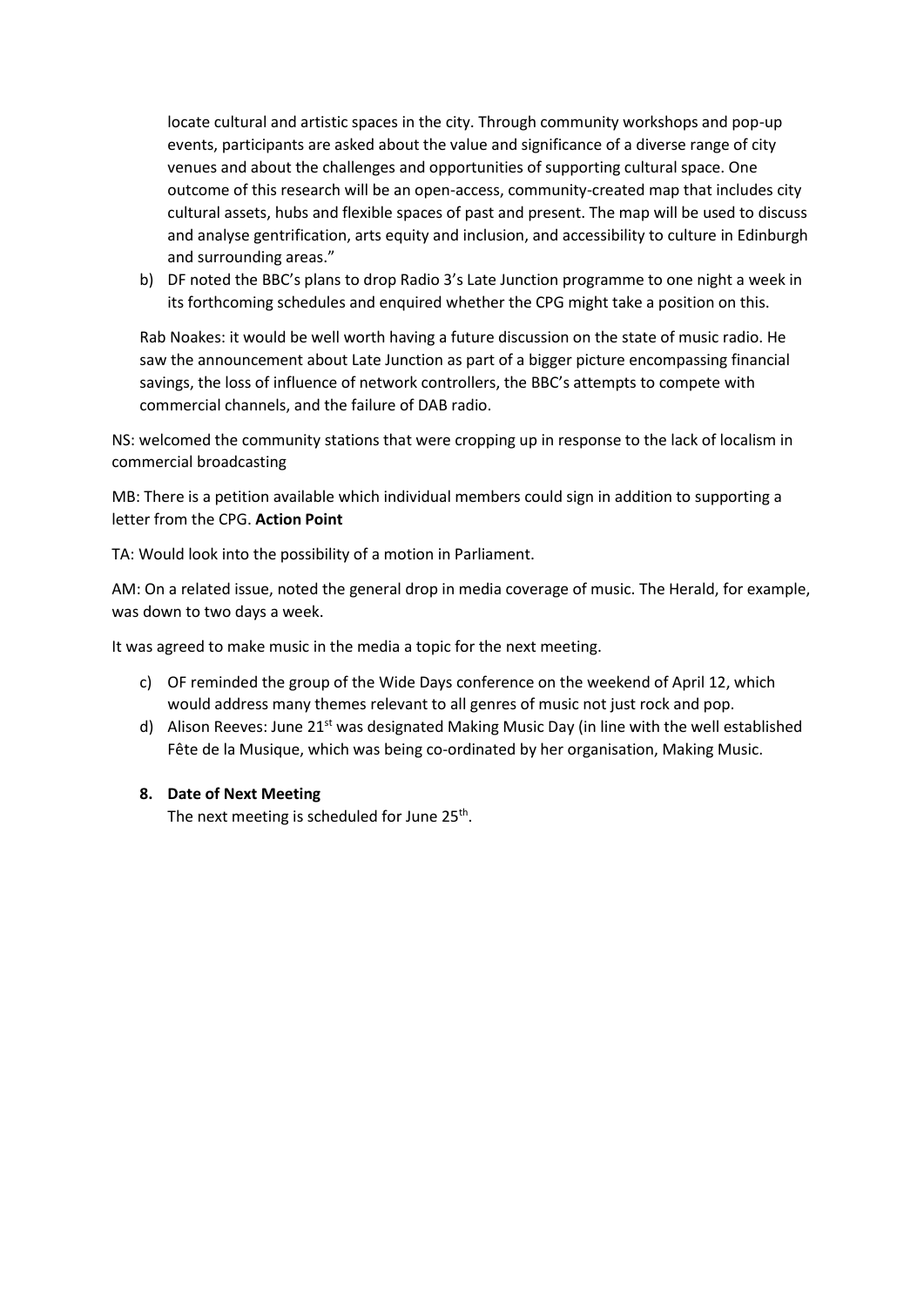locate cultural and artistic spaces in the city. Through community workshops and pop-up events, participants are asked about the value and significance of a diverse range of city venues and about the challenges and opportunities of supporting cultural space. One outcome of this research will be an open-access, community-created map that includes city cultural assets, hubs and flexible spaces of past and present. The map will be used to discuss and analyse gentrification, arts equity and inclusion, and accessibility to culture in Edinburgh and surrounding areas."

b) DF noted the BBC's plans to drop Radio 3's Late Junction programme to one night a week in its forthcoming schedules and enquired whether the CPG might take a position on this.

Rab Noakes: it would be well worth having a future discussion on the state of music radio. He saw the announcement about Late Junction as part of a bigger picture encompassing financial savings, the loss of influence of network controllers, the BBC's attempts to compete with commercial channels, and the failure of DAB radio.

NS: welcomed the community stations that were cropping up in response to the lack of localism in commercial broadcasting

MB: There is a petition available which individual members could sign in addition to supporting a letter from the CPG. **Action Point**

TA: Would look into the possibility of a motion in Parliament.

AM: On a related issue, noted the general drop in media coverage of music. The Herald, for example, was down to two days a week.

It was agreed to make music in the media a topic for the next meeting.

c) OF reminded the group of the Wide Days conference on the weekend of April 12, which would address many themes relevant to all genres of music not just rock and pop.
d) Alison Reeves: June 21st was designated Making Music Day (in line with the well established Fête de la Musique, which was being co-ordinated by her organisation, Making Music.

**8. Date of Next Meeting**

The next meeting is scheduled for June 25th.